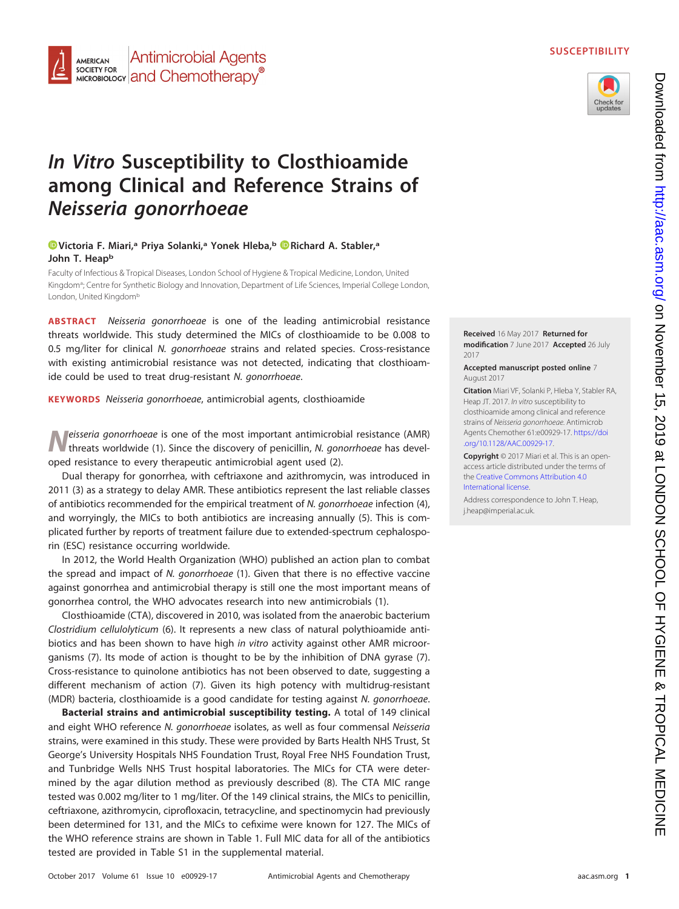SUSCEPTIBILITY

# *In Vitro* Susceptibility to Closthioamide among Clinical and Reference Strains of *Neisseria gonorrhoeae*

Victoria F. Miari,[a] Priya Solanki,[a] Yonek Hleba,[b] Richard A. Stabler,[a] John T. Heap[b]

Faculty of Infectious & Tropical Diseases, London School of Hygiene & Tropical Medicine, London, United Kingdom[a]; Centre for Synthetic Biology and Innovation, Department of Life Sciences, Imperial College London, London, United Kingdom[b]

**ABSTRACT** *Neisseria gonorrhoeae* is one of the leading antimicrobial resistance threats worldwide. This study determined the MICs of closthioamide to be 0.008 to 0.5 mg/liter for clinical *N. gonorrhoeae* strains and related species. Cross-resistance with existing antimicrobial resistance was not detected, indicating that closthioamide could be used to treat drug-resistant *N. gonorrhoeae*.

**KEYWORDS** *Neisseria gonorrhoeae*, antimicrobial agents, closthioamide

**Received** 16 May 2017 **Returned for modification** 7 June 2017 **Accepted** 26 July 2017

**Accepted manuscript posted online** 7 August 2017

**Citation** Miari VF, Solanki P, Hleba Y, Stabler RA, Heap JT. 2017. *In vitro* susceptibility to closthioamide among clinical and reference strains of *Neisseria gonorrhoeae*. Antimicrob Agents Chemother 61:e00929-17. https://doi.org/10.1128/AAC.00929-17.

**Copyright** © 2017 Miari et al. This is an open-access article distributed under the terms of the Creative Commons Attribution 4.0 International license.

Address correspondence to John T. Heap, j.heap@imperial.ac.uk.

*Neisseria gonorrhoeae* is one of the most important antimicrobial resistance (AMR) threats worldwide (1). Since the discovery of penicillin, *N. gonorrhoeae* has developed resistance to every therapeutic antimicrobial agent used (2).

Dual therapy for gonorrhea, with ceftriaxone and azithromycin, was introduced in 2011 (3) as a strategy to delay AMR. These antibiotics represent the last reliable classes of antibiotics recommended for the empirical treatment of *N. gonorrhoeae* infection (4), and worryingly, the MICs to both antibiotics are increasing annually (5). This is complicated further by reports of treatment failure due to extended-spectrum cephalosporin (ESC) resistance occurring worldwide.

In 2012, the World Health Organization (WHO) published an action plan to combat the spread and impact of *N. gonorrhoeae* (1). Given that there is no effective vaccine against gonorrhea and antimicrobial therapy is still one the most important means of gonorrhea control, the WHO advocates research into new antimicrobials (1).

Closthioamide (CTA), discovered in 2010, was isolated from the anaerobic bacterium *Clostridium cellulolyticum* (6). It represents a new class of natural polythioamide antibiotics and has been shown to have high *in vitro* activity against other AMR microorganisms (7). Its mode of action is thought to be by the inhibition of DNA gyrase (7). Cross-resistance to quinolone antibiotics has not been observed to date, suggesting a different mechanism of action (7). Given its high potency with multidrug-resistant (MDR) bacteria, closthioamide is a good candidate for testing against *N. gonorrhoeae*.

**Bacterial strains and antimicrobial susceptibility testing.** A total of 149 clinical and eight WHO reference *N. gonorrhoeae* isolates, as well as four commensal *Neisseria* strains, were examined in this study. These were provided by Barts Health NHS Trust, St George's University Hospitals NHS Foundation Trust, Royal Free NHS Foundation Trust, and Tunbridge Wells NHS Trust hospital laboratories. The MICs for CTA were determined by the agar dilution method as previously described (8). The CTA MIC range tested was 0.002 mg/liter to 1 mg/liter. Of the 149 clinical strains, the MICs to penicillin, ceftriaxone, azithromycin, ciprofloxacin, tetracycline, and spectinomycin had previously been determined for 131, and the MICs to cefixime were known for 127. The MICs of the WHO reference strains are shown in Table 1. Full MIC data for all of the antibiotics tested are provided in Table S1 in the supplemental material.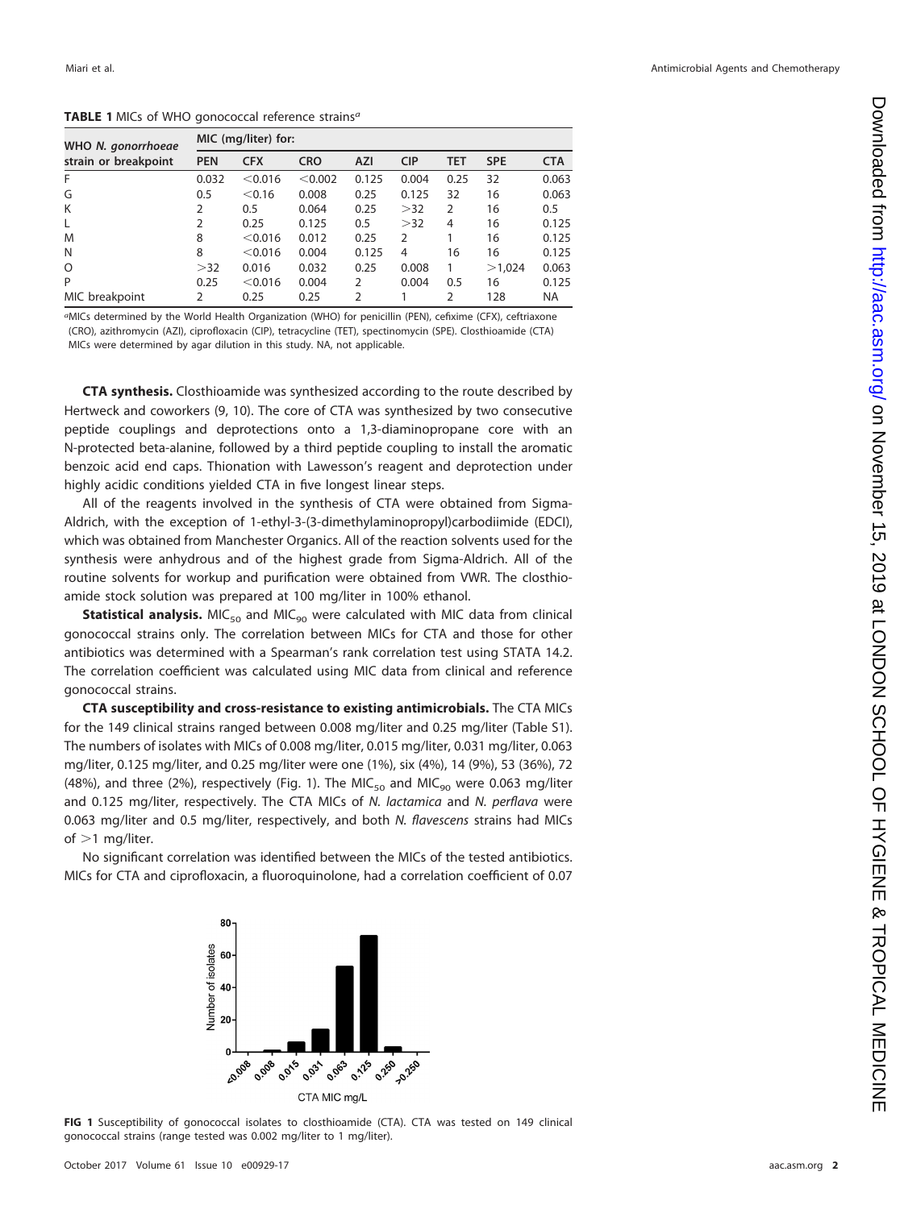**TABLE 1** MICs of WHO gonococcal reference strains[a]

| WHO *N. gonorrhoeae* strain or breakpoint | MIC (mg/liter) for: | | | | | | | |
|---|---|---|---|---|---|---|---|---|
| | PEN | CFX | CRO | AZI | CIP | TET | SPE | CTA |
| F | 0.032 | <0.016 | <0.002 | 0.125 | 0.004 | 0.25 | 32 | 0.063 |
| G | 0.5 | <0.16 | 0.008 | 0.25 | 0.125 | 32 | 16 | 0.063 |
| K | 2 | 0.5 | 0.064 | 0.25 | >32 | 2 | 16 | 0.5 |
| L | 2 | 0.25 | 0.125 | 0.5 | >32 | 4 | 16 | 0.125 |
| M | 8 | <0.016 | 0.012 | 0.25 | 2 | 1 | 16 | 0.125 |
| N | 8 | <0.016 | 0.004 | 0.125 | 4 | 16 | 16 | 0.125 |
| O | >32 | 0.016 | 0.032 | 0.25 | 0.008 | 1 | >1,024 | 0.063 |
| P | 0.25 | <0.016 | 0.004 | 2 | 0.004 | 0.5 | 16 | 0.125 |
| MIC breakpoint | 2 | 0.25 | 0.25 | 2 | 1 | 2 | 128 | NA |

[a]MICs determined by the World Health Organization (WHO) for penicillin (PEN), cefixime (CFX), ceftriaxone (CRO), azithromycin (AZI), ciprofloxacin (CIP), tetracycline (TET), spectinomycin (SPE). Closthioamide (CTA) MICs were determined by agar dilution in this study. NA, not applicable.

**CTA synthesis.** Closthioamide was synthesized according to the route described by Hertweck and coworkers (9, 10). The core of CTA was synthesized by two consecutive peptide couplings and deprotections onto a 1,3-diaminopropane core with an N-protected beta-alanine, followed by a third peptide coupling to install the aromatic benzoic acid end caps. Thionation with Lawesson's reagent and deprotection under highly acidic conditions yielded CTA in five longest linear steps.

All of the reagents involved in the synthesis of CTA were obtained from Sigma-Aldrich, with the exception of 1-ethyl-3-(3-dimethylaminopropyl)carbodiimide (EDCI), which was obtained from Manchester Organics. All of the reaction solvents used for the synthesis were anhydrous and of the highest grade from Sigma-Aldrich. All of the routine solvents for workup and purification were obtained from VWR. The closthioamide stock solution was prepared at 100 mg/liter in 100% ethanol.

**Statistical analysis.** $MIC_{50}$ and $MIC_{90}$ were calculated with MIC data from clinical gonococcal strains only. The correlation between MICs for CTA and those for other antibiotics was determined with a Spearman's rank correlation test using STATA 14.2. The correlation coefficient was calculated using MIC data from clinical and reference gonococcal strains.

**CTA susceptibility and cross-resistance to existing antimicrobials.** The CTA MICs for the 149 clinical strains ranged between 0.008 mg/liter and 0.25 mg/liter (Table S1). The numbers of isolates with MICs of 0.008 mg/liter, 0.015 mg/liter, 0.031 mg/liter, 0.063 mg/liter, 0.125 mg/liter, and 0.25 mg/liter were one (1%), six (4%), 14 (9%), 53 (36%), 72 (48%), and three (2%), respectively (Fig. 1). The $MIC_{50}$ and $MIC_{90}$ were 0.063 mg/liter and 0.125 mg/liter, respectively. The CTA MICs of *N. lactamica* and *N. perflava* were 0.063 mg/liter and 0.5 mg/liter, respectively, and both *N. flavescens* strains had MICs of >1 mg/liter.

No significant correlation was identified between the MICs of the tested antibiotics. MICs for CTA and ciprofloxacin, a fluoroquinolone, had a correlation coefficient of 0.07

**FIG 1** Susceptibility of gonococcal isolates to closthioamide (CTA). CTA was tested on 149 clinical gonococcal strains (range tested was 0.002 mg/liter to 1 mg/liter).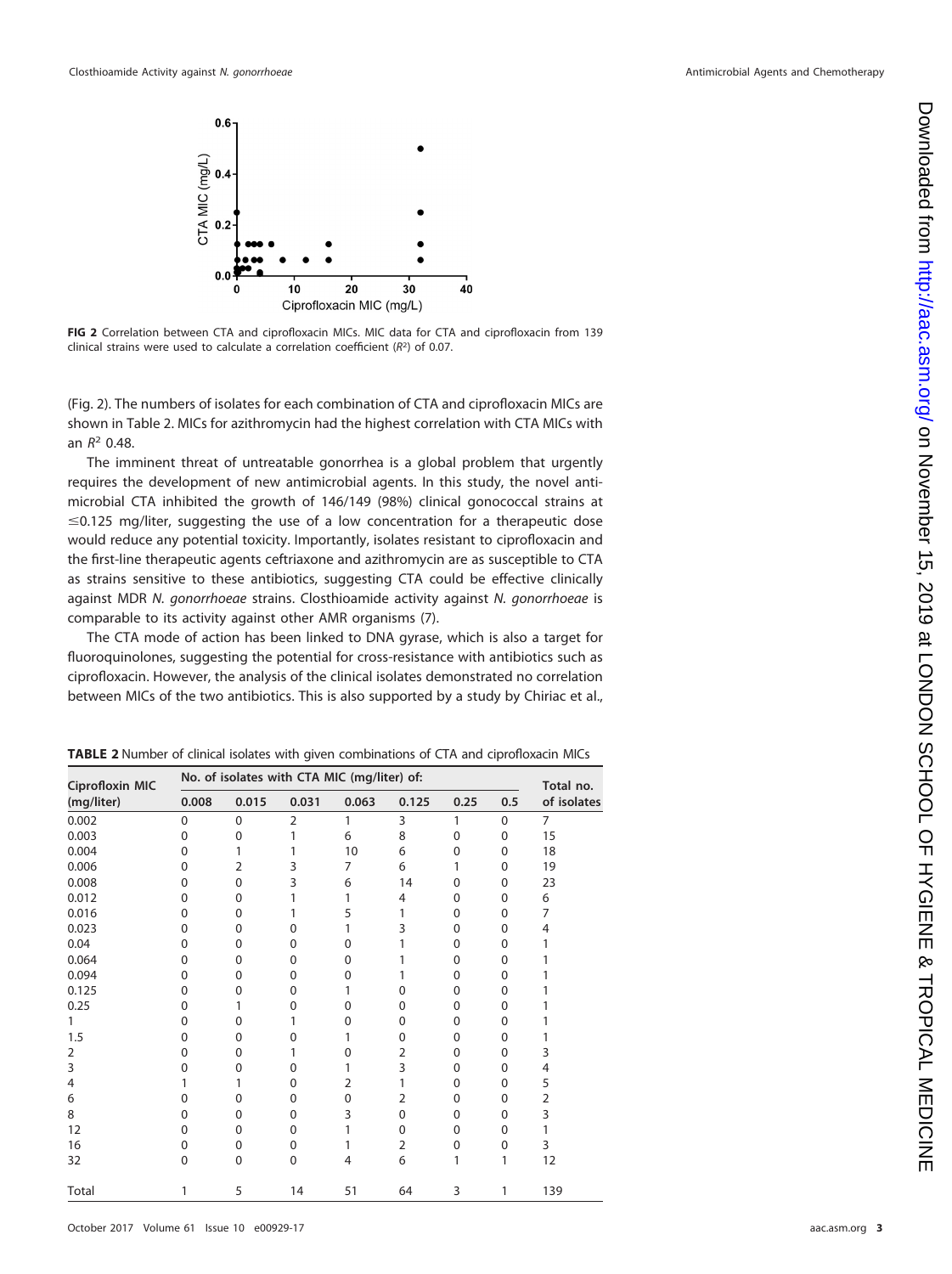**FIG 2** Correlation between CTA and ciprofloxacin MICs. MIC data for CTA and ciprofloxacin from 139 clinical strains were used to calculate a correlation coefficient ($R^2$) of 0.07.

(Fig. 2). The numbers of isolates for each combination of CTA and ciprofloxacin MICs are shown in Table 2. MICs for azithromycin had the highest correlation with CTA MICs with an $R^2$ 0.48.

The imminent threat of untreatable gonorrhea is a global problem that urgently requires the development of new antimicrobial agents. In this study, the novel antimicrobial CTA inhibited the growth of 146/149 (98%) clinical gonococcal strains at ≤0.125 mg/liter, suggesting the use of a low concentration for a therapeutic dose would reduce any potential toxicity. Importantly, isolates resistant to ciprofloxacin and the first-line therapeutic agents ceftriaxone and azithromycin are as susceptible to CTA as strains sensitive to these antibiotics, suggesting CTA could be effective clinically against MDR *N. gonorrhoeae* strains. Closthioamide activity against *N. gonorrhoeae* is comparable to its activity against other AMR organisms (7).

The CTA mode of action has been linked to DNA gyrase, which is also a target for fluoroquinolones, suggesting the potential for cross-resistance with antibiotics such as ciprofloxacin. However, the analysis of the clinical isolates demonstrated no correlation between MICs of the two antibiotics. This is also supported by a study by Chiriac et al.,

**TABLE 2** Number of clinical isolates with given combinations of CTA and ciprofloxacin MICs

| Ciprofloxin MIC (mg/liter) | No. of isolates with CTA MIC (mg/liter) of: | | | | | | | Total no. of isolates |
|---|---|---|---|---|---|---|---|---|
| | 0.008 | 0.015 | 0.031 | 0.063 | 0.125 | 0.25 | 0.5 | |
| 0.002 | 0 | 0 | 2 | 1 | 3 | 1 | 0 | 7 |
| 0.003 | 0 | 0 | 1 | 6 | 8 | 0 | 0 | 15 |
| 0.004 | 0 | 1 | 1 | 10 | 6 | 0 | 0 | 18 |
| 0.006 | 0 | 2 | 3 | 7 | 6 | 1 | 0 | 19 |
| 0.008 | 0 | 0 | 3 | 6 | 14 | 0 | 0 | 23 |
| 0.012 | 0 | 0 | 1 | 1 | 4 | 0 | 0 | 6 |
| 0.016 | 0 | 0 | 1 | 5 | 1 | 0 | 0 | 7 |
| 0.023 | 0 | 0 | 0 | 1 | 3 | 0 | 0 | 4 |
| 0.04 | 0 | 0 | 0 | 0 | 1 | 0 | 0 | 1 |
| 0.064 | 0 | 0 | 0 | 0 | 1 | 0 | 0 | 1 |
| 0.094 | 0 | 0 | 0 | 0 | 1 | 0 | 0 | 1 |
| 0.125 | 0 | 0 | 0 | 1 | 0 | 0 | 0 | 1 |
| 0.25 | 0 | 1 | 0 | 0 | 0 | 0 | 0 | 1 |
| 1 | 0 | 0 | 1 | 0 | 0 | 0 | 0 | 1 |
| 1.5 | 0 | 0 | 0 | 1 | 0 | 0 | 0 | 1 |
| 2 | 0 | 0 | 1 | 0 | 2 | 0 | 0 | 3 |
| 3 | 0 | 0 | 0 | 1 | 3 | 0 | 0 | 4 |
| 4 | 1 | 1 | 0 | 2 | 1 | 0 | 0 | 5 |
| 6 | 0 | 0 | 0 | 0 | 2 | 0 | 0 | 2 |
| 8 | 0 | 0 | 0 | 3 | 0 | 0 | 0 | 3 |
| 12 | 0 | 0 | 0 | 1 | 0 | 0 | 0 | 1 |
| 16 | 0 | 0 | 0 | 1 | 2 | 0 | 0 | 3 |
| 32 | 0 | 0 | 0 | 4 | 6 | 1 | 1 | 12 |
| Total | 1 | 5 | 14 | 51 | 64 | 3 | 1 | 139 |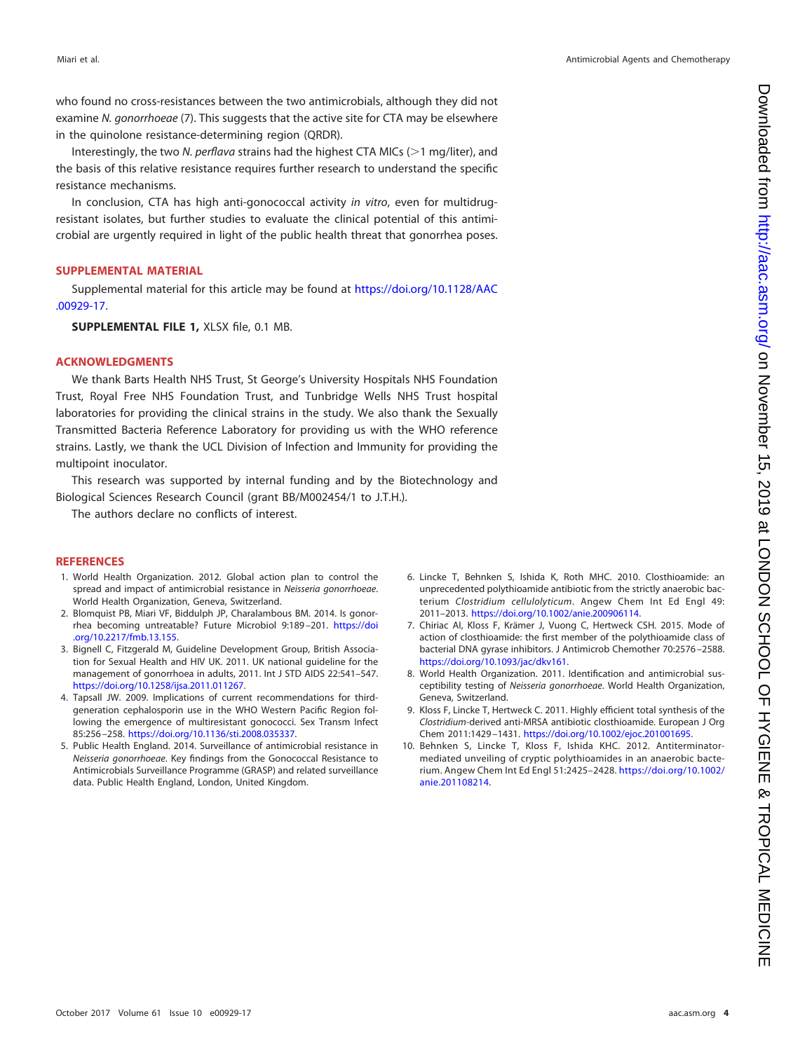who found no cross-resistances between the two antimicrobials, although they did not examine *N. gonorrhoeae* (7). This suggests that the active site for CTA may be elsewhere in the quinolone resistance-determining region (QRDR).

Interestingly, the two *N. perflava* strains had the highest CTA MICs (>1 mg/liter), and the basis of this relative resistance requires further research to understand the specific resistance mechanisms.

In conclusion, CTA has high anti-gonococcal activity *in vitro*, even for multidrug-resistant isolates, but further studies to evaluate the clinical potential of this antimicrobial are urgently required in light of the public health threat that gonorrhea poses.

## SUPPLEMENTAL MATERIAL

Supplemental material for this article may be found at https://doi.org/10.1128/AAC.00929-17.

**SUPPLEMENTAL FILE 1,** XLSX file, 0.1 MB.

## ACKNOWLEDGMENTS

We thank Barts Health NHS Trust, St George's University Hospitals NHS Foundation Trust, Royal Free NHS Foundation Trust, and Tunbridge Wells NHS Trust hospital laboratories for providing the clinical strains in the study. We also thank the Sexually Transmitted Bacteria Reference Laboratory for providing us with the WHO reference strains. Lastly, we thank the UCL Division of Infection and Immunity for providing the multipoint inoculator.

This research was supported by internal funding and by the Biotechnology and Biological Sciences Research Council (grant BB/M002454/1 to J.T.H.).

The authors declare no conflicts of interest.

## REFERENCES

1. World Health Organization. 2012. Global action plan to control the spread and impact of antimicrobial resistance in *Neisseria gonorrhoeae*. World Health Organization, Geneva, Switzerland.
2. Blomquist PB, Miari VF, Biddulph JP, Charalambous BM. 2014. Is gonorrhea becoming untreatable? Future Microbiol 9:189–201. https://doi.org/10.2217/fmb.13.155.
3. Bignell C, Fitzgerald M, Guideline Development Group, British Association for Sexual Health and HIV UK. 2011. UK national guideline for the management of gonorrhoea in adults, 2011. Int J STD AIDS 22:541–547. https://doi.org/10.1258/ijsa.2011.011267.
4. Tapsall JW. 2009. Implications of current recommendations for third-generation cephalosporin use in the WHO Western Pacific Region following the emergence of multiresistant gonococci. Sex Transm Infect 85:256–258. https://doi.org/10.1136/sti.2008.035337.
5. Public Health England. 2014. Surveillance of antimicrobial resistance in *Neisseria gonorrhoeae*. Key findings from the Gonococcal Resistance to Antimicrobials Surveillance Programme (GRASP) and related surveillance data. Public Health England, London, United Kingdom.
6. Lincke T, Behnken S, Ishida K, Roth MHC. 2010. Closthioamide: an unprecedented polythioamide antibiotic from the strictly anaerobic bacterium *Clostridium cellulolyticum*. Angew Chem Int Ed Engl 49:2011–2013. https://doi.org/10.1002/anie.200906114.
7. Chiriac AI, Kloss F, Krämer J, Vuong C, Hertweck CSH. 2015. Mode of action of closthioamide: the first member of the polythioamide class of bacterial DNA gyrase inhibitors. J Antimicrob Chemother 70:2576–2588. https://doi.org/10.1093/jac/dkv161.
8. World Health Organization. 2011. Identification and antimicrobial susceptibility testing of *Neisseria gonorrhoeae*. World Health Organization, Geneva, Switzerland.
9. Kloss F, Lincke T, Hertweck C. 2011. Highly efficient total synthesis of the *Clostridium*-derived anti-MRSA antibiotic closthioamide. European J Org Chem 2011:1429–1431. https://doi.org/10.1002/ejoc.201001695.
10. Behnken S, Lincke T, Kloss F, Ishida KHC. 2012. Antiterminator-mediated unveiling of cryptic polythioamides in an anaerobic bacterium. Angew Chem Int Ed Engl 51:2425–2428. https://doi.org/10.1002/anie.201108214.